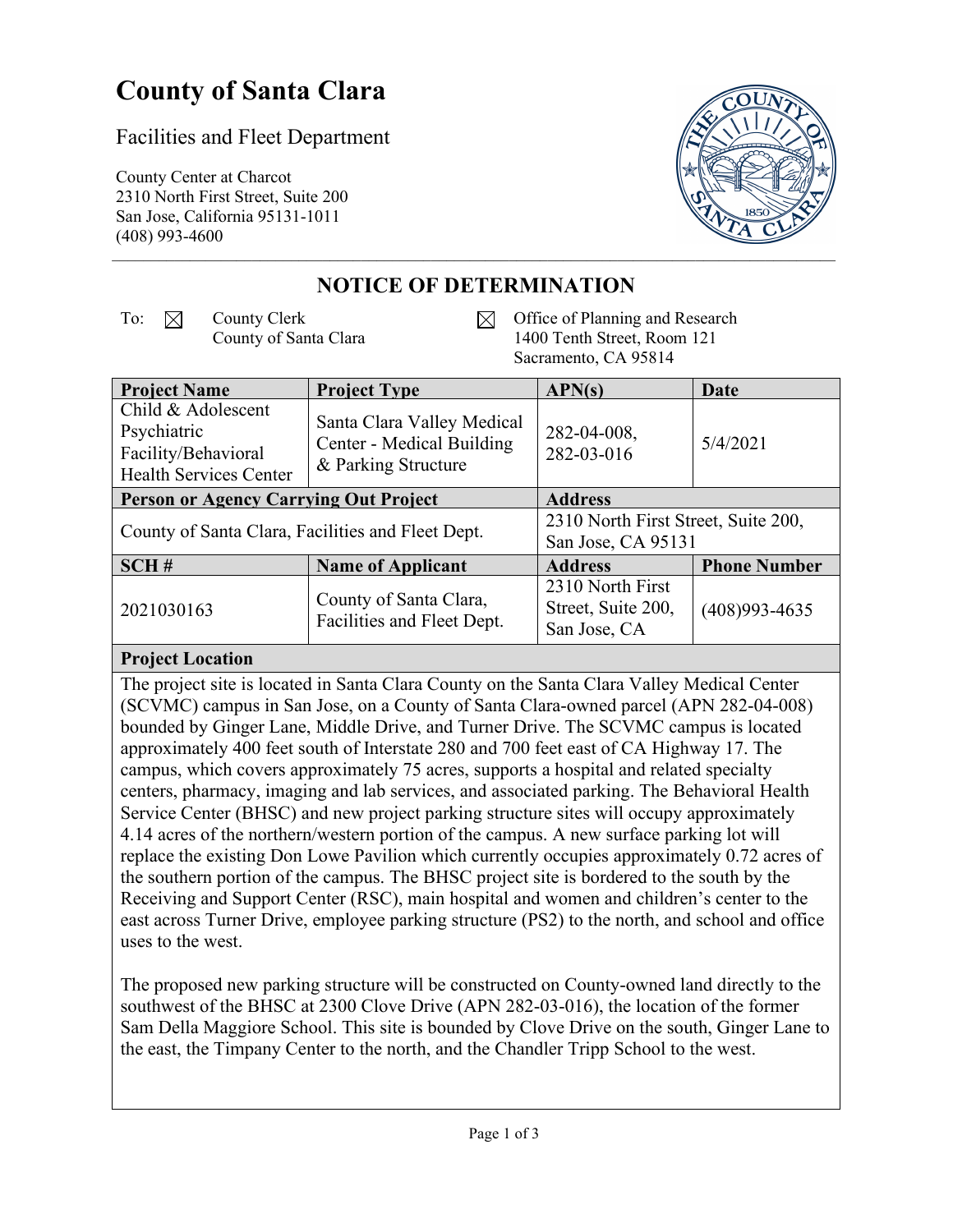# County of Santa Clara

Facilities and Fleet Department

County Center at Charcot
2310 North First Street, Suite 200
San Jose, California 95131-1011
(408) 993-4600

## NOTICE OF DETERMINATION

To: ☒ County Clerk
County of Santa Clara

☒ Office of Planning and Research
1400 Tenth Street, Room 121
Sacramento, CA 95814

| Project Name | Project Type | APN(s) | Date |
|---|---|---|---|
| Child & Adolescent Psychiatric Facility/Behavioral Health Services Center | Santa Clara Valley Medical Center - Medical Building & Parking Structure | 282-04-008, 282-03-016 | 5/4/2021 |
| **Person or Agency Carrying Out Project** | | **Address** | |
| County of Santa Clara, Facilities and Fleet Dept. | | 2310 North First Street, Suite 200, San Jose, CA 95131 | |
| **SCH #** | **Name of Applicant** | **Address** | **Phone Number** |
| 2021030163 | County of Santa Clara, Facilities and Fleet Dept. | 2310 North First Street, Suite 200, San Jose, CA | (408)993-4635 |

**Project Location**

The project site is located in Santa Clara County on the Santa Clara Valley Medical Center (SCVMC) campus in San Jose, on a County of Santa Clara-owned parcel (APN 282-04-008) bounded by Ginger Lane, Middle Drive, and Turner Drive. The SCVMC campus is located approximately 400 feet south of Interstate 280 and 700 feet east of CA Highway 17. The campus, which covers approximately 75 acres, supports a hospital and related specialty centers, pharmacy, imaging and lab services, and associated parking. The Behavioral Health Service Center (BHSC) and new project parking structure sites will occupy approximately 4.14 acres of the northern/western portion of the campus. A new surface parking lot will replace the existing Don Lowe Pavilion which currently occupies approximately 0.72 acres of the southern portion of the campus. The BHSC project site is bordered to the south by the Receiving and Support Center (RSC), main hospital and women and children's center to the east across Turner Drive, employee parking structure (PS2) to the north, and school and office uses to the west.

The proposed new parking structure will be constructed on County-owned land directly to the southwest of the BHSC at 2300 Clove Drive (APN 282-03-016), the location of the former Sam Della Maggiore School. This site is bounded by Clove Drive on the south, Ginger Lane to the east, the Timpany Center to the north, and the Chandler Tripp School to the west.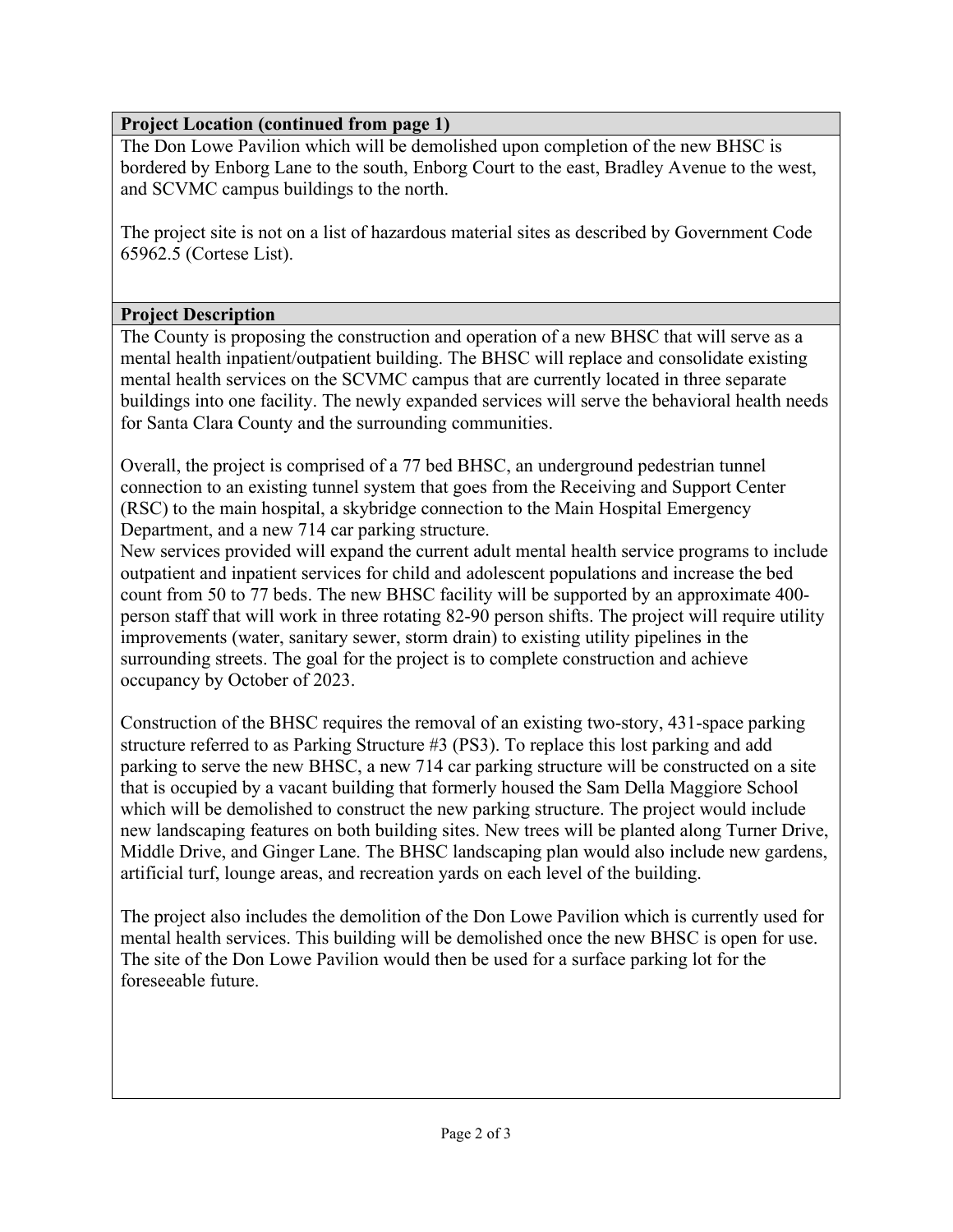## Project Location (continued from page 1)

The Don Lowe Pavilion which will be demolished upon completion of the new BHSC is bordered by Enborg Lane to the south, Enborg Court to the east, Bradley Avenue to the west, and SCVMC campus buildings to the north.

The project site is not on a list of hazardous material sites as described by Government Code 65962.5 (Cortese List).

## Project Description

The County is proposing the construction and operation of a new BHSC that will serve as a mental health inpatient/outpatient building. The BHSC will replace and consolidate existing mental health services on the SCVMC campus that are currently located in three separate buildings into one facility. The newly expanded services will serve the behavioral health needs for Santa Clara County and the surrounding communities.

Overall, the project is comprised of a 77 bed BHSC, an underground pedestrian tunnel connection to an existing tunnel system that goes from the Receiving and Support Center (RSC) to the main hospital, a skybridge connection to the Main Hospital Emergency Department, and a new 714 car parking structure.

New services provided will expand the current adult mental health service programs to include outpatient and inpatient services for child and adolescent populations and increase the bed count from 50 to 77 beds. The new BHSC facility will be supported by an approximate 400-person staff that will work in three rotating 82-90 person shifts. The project will require utility improvements (water, sanitary sewer, storm drain) to existing utility pipelines in the surrounding streets. The goal for the project is to complete construction and achieve occupancy by October of 2023.

Construction of the BHSC requires the removal of an existing two-story, 431-space parking structure referred to as Parking Structure #3 (PS3). To replace this lost parking and add parking to serve the new BHSC, a new 714 car parking structure will be constructed on a site that is occupied by a vacant building that formerly housed the Sam Della Maggiore School which will be demolished to construct the new parking structure. The project would include new landscaping features on both building sites. New trees will be planted along Turner Drive, Middle Drive, and Ginger Lane. The BHSC landscaping plan would also include new gardens, artificial turf, lounge areas, and recreation yards on each level of the building.

The project also includes the demolition of the Don Lowe Pavilion which is currently used for mental health services. This building will be demolished once the new BHSC is open for use. The site of the Don Lowe Pavilion would then be used for a surface parking lot for the foreseeable future.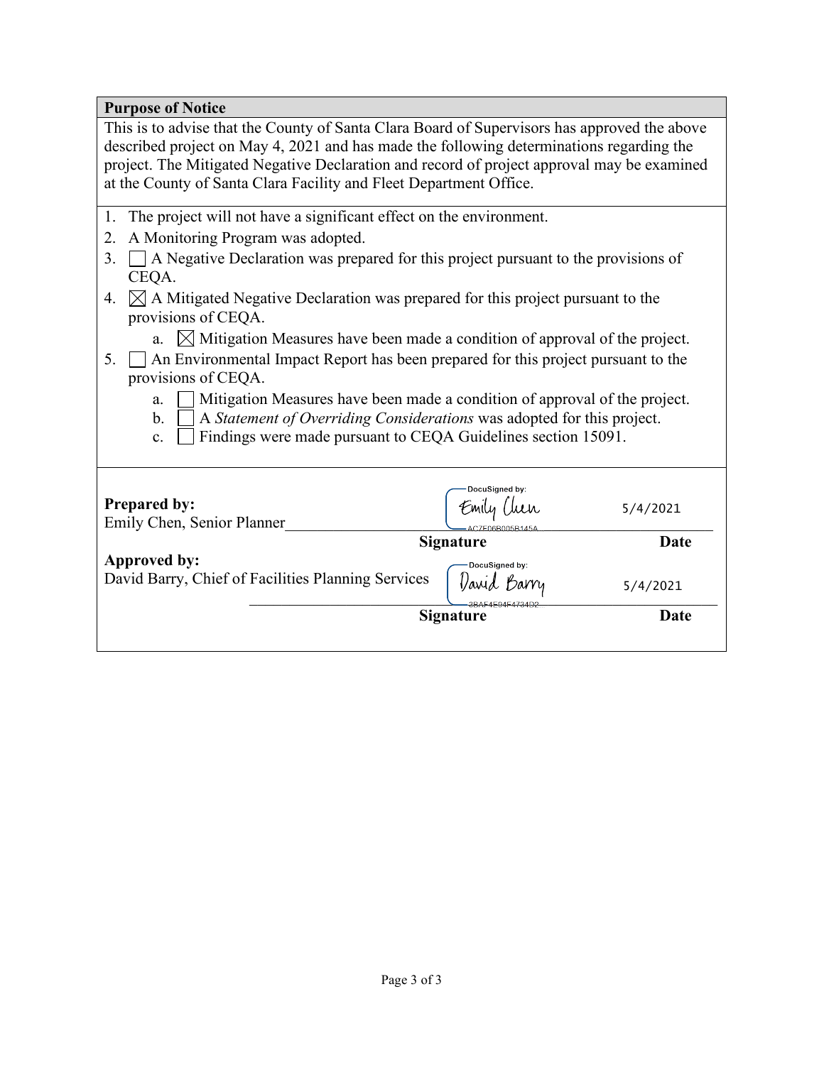**Purpose of Notice**

This is to advise that the County of Santa Clara Board of Supervisors has approved the above described project on May 4, 2021 and has made the following determinations regarding the project. The Mitigated Negative Declaration and record of project approval may be examined at the County of Santa Clara Facility and Fleet Department Office.

1. The project will not have a significant effect on the environment.
2. A Monitoring Program was adopted.
3. ☐ A Negative Declaration was prepared for this project pursuant to the provisions of CEQA.
4. ☒ A Mitigated Negative Declaration was prepared for this project pursuant to the provisions of CEQA.
   a. ☒ Mitigation Measures have been made a condition of approval of the project.
5. ☐ An Environmental Impact Report has been prepared for this project pursuant to the provisions of CEQA.
   a. ☐ Mitigation Measures have been made a condition of approval of the project.
   b. ☐ A *Statement of Overriding Considerations* was adopted for this project.
   c. ☐ Findings were made pursuant to CEQA Guidelines section 15091.

**Prepared by:**
Emily Chen, Senior Planner

DocuSigned by: Emily Chen
AC7E06B005B145A...

**Signature** 5/4/2021 **Date**

**Approved by:**
David Barry, Chief of Facilities Planning Services

DocuSigned by: David Barry
2BAF4E94F4734D2...

**Signature** 5/4/2021 **Date**